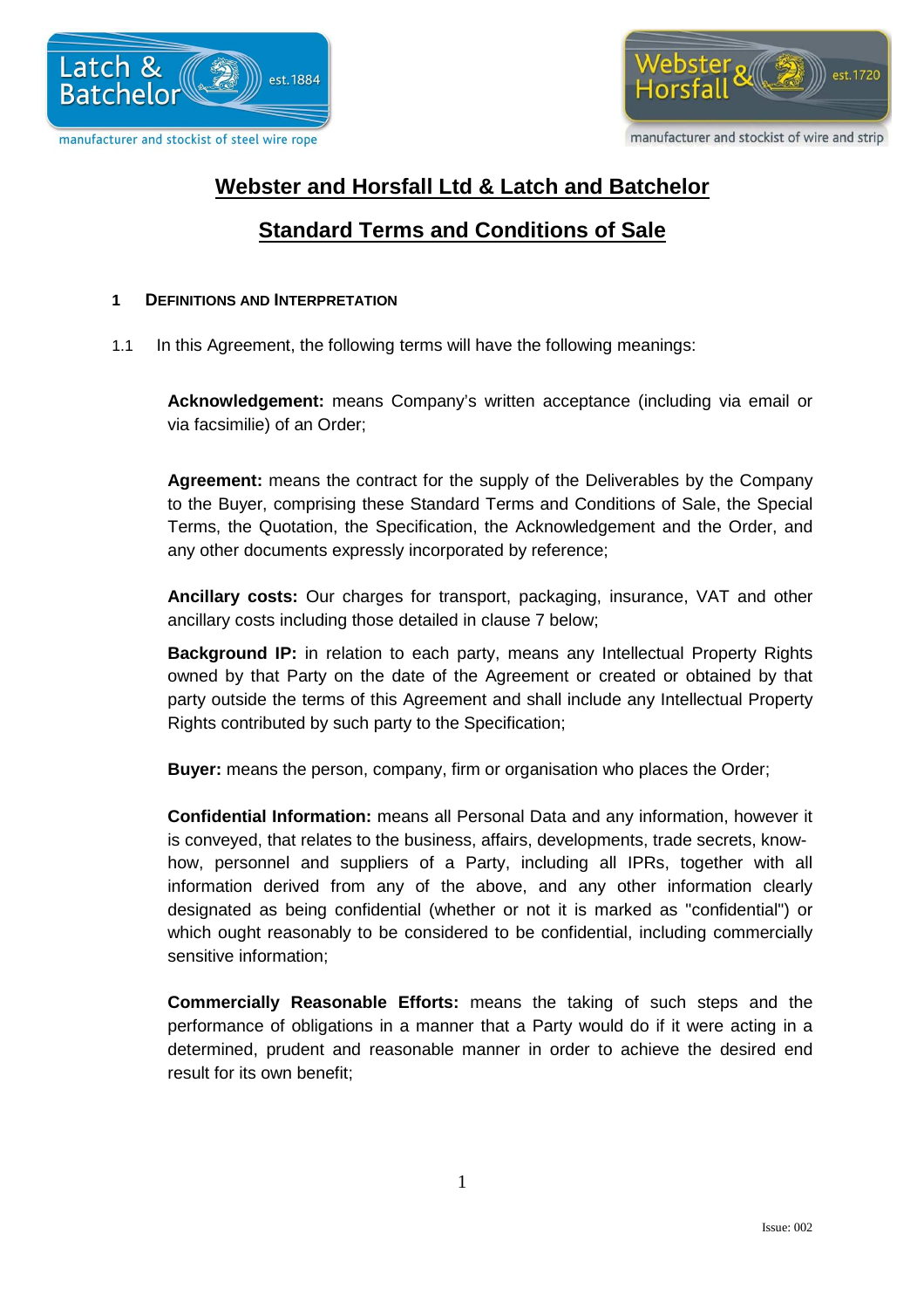# Webster and Horsfall Ltd & Latch and Batchelor

## Standard Terms and Conditions of Sale

### 1 Definitions and Interpretation

1.1 In this Agreement, the following terms will have the following meanings:

**Acknowledgement:** means Company's written acceptance (including via email or via facsimilie) of an Order;

**Agreement:** means the contract for the supply of the Deliverables by the Company to the Buyer, comprising these Standard Terms and Conditions of Sale, the Special Terms, the Quotation, the Specification, the Acknowledgement and the Order, and any other documents expressly incorporated by reference;

**Ancillary costs:** Our charges for transport, packaging, insurance, VAT and other ancillary costs including those detailed in clause 7 below;

**Background IP:** in relation to each party, means any Intellectual Property Rights owned by that Party on the date of the Agreement or created or obtained by that party outside the terms of this Agreement and shall include any Intellectual Property Rights contributed by such party to the Specification;

**Buyer:** means the person, company, firm or organisation who places the Order;

**Confidential Information:** means all Personal Data and any information, however it is conveyed, that relates to the business, affairs, developments, trade secrets, know-how, personnel and suppliers of a Party, including all IPRs, together with all information derived from any of the above, and any other information clearly designated as being confidential (whether or not it is marked as "confidential") or which ought reasonably to be considered to be confidential, including commercially sensitive information;

**Commercially Reasonable Efforts:** means the taking of such steps and the performance of obligations in a manner that a Party would do if it were acting in a determined, prudent and reasonable manner in order to achieve the desired end result for its own benefit;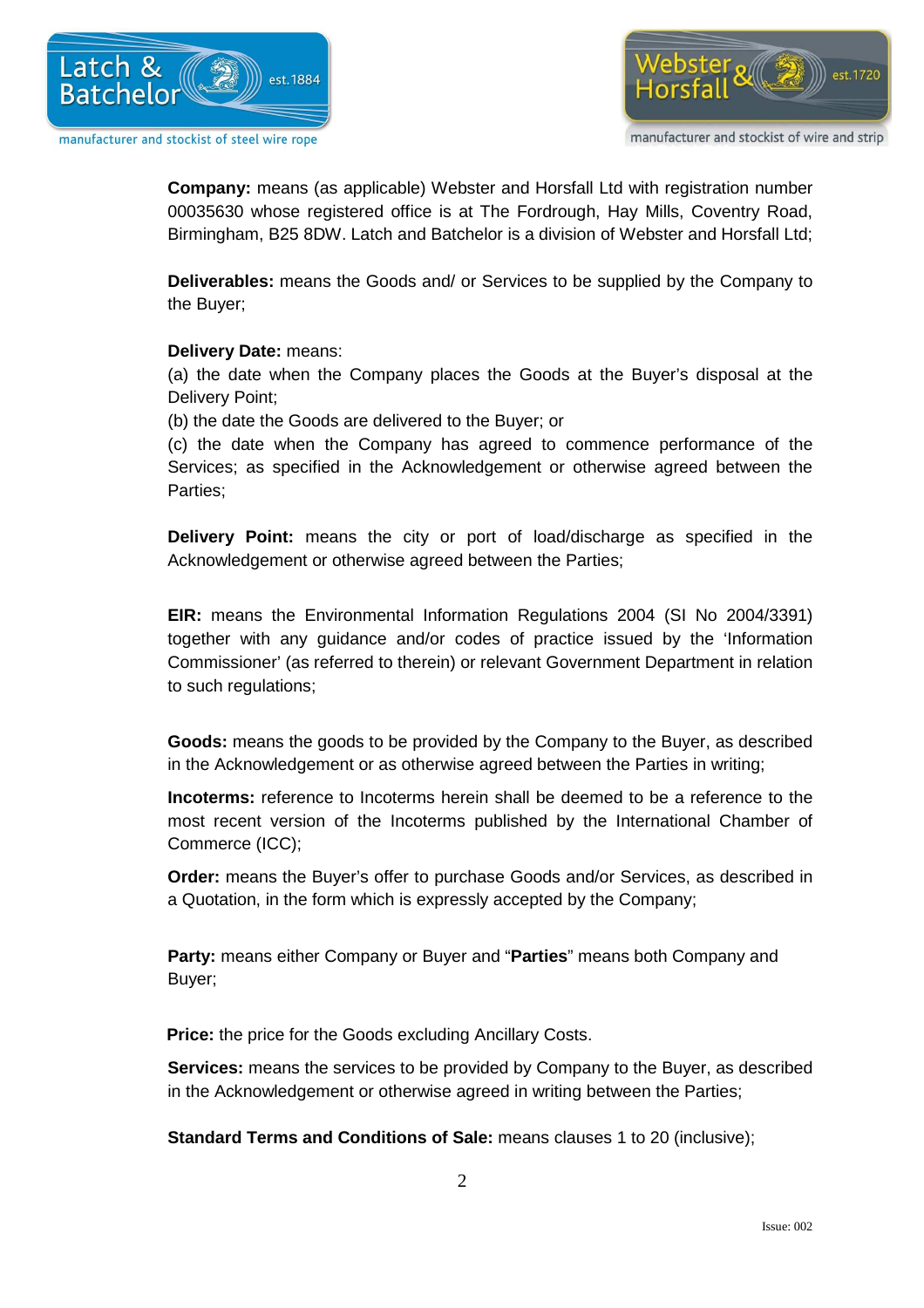**Company:** means (as applicable) Webster and Horsfall Ltd with registration number 00035630 whose registered office is at The Fordrough, Hay Mills, Coventry Road, Birmingham, B25 8DW. Latch and Batchelor is a division of Webster and Horsfall Ltd;

**Deliverables:** means the Goods and/ or Services to be supplied by the Company to the Buyer;

**Delivery Date:** means:
(a) the date when the Company places the Goods at the Buyer's disposal at the Delivery Point;
(b) the date the Goods are delivered to the Buyer; or
(c) the date when the Company has agreed to commence performance of the Services; as specified in the Acknowledgement or otherwise agreed between the Parties;

**Delivery Point:** means the city or port of load/discharge as specified in the Acknowledgement or otherwise agreed between the Parties;

**EIR:** means the Environmental Information Regulations 2004 (SI No 2004/3391) together with any guidance and/or codes of practice issued by the 'Information Commissioner' (as referred to therein) or relevant Government Department in relation to such regulations;

**Goods:** means the goods to be provided by the Company to the Buyer, as described in the Acknowledgement or as otherwise agreed between the Parties in writing;

**Incoterms:** reference to Incoterms herein shall be deemed to be a reference to the most recent version of the Incoterms published by the International Chamber of Commerce (ICC);

**Order:** means the Buyer's offer to purchase Goods and/or Services, as described in a Quotation, in the form which is expressly accepted by the Company;

**Party:** means either Company or Buyer and "**Parties**" means both Company and Buyer;

**Price:** the price for the Goods excluding Ancillary Costs.

**Services:** means the services to be provided by Company to the Buyer, as described in the Acknowledgement or otherwise agreed in writing between the Parties;

**Standard Terms and Conditions of Sale:** means clauses 1 to 20 (inclusive);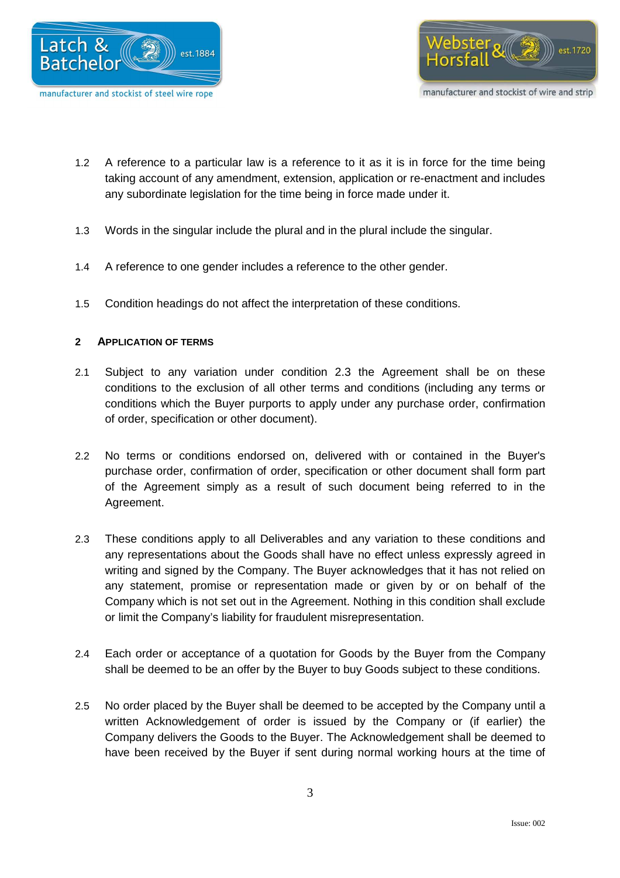1.2 A reference to a particular law is a reference to it as it is in force for the time being taking account of any amendment, extension, application or re-enactment and includes any subordinate legislation for the time being in force made under it.

1.3 Words in the singular include the plural and in the plural include the singular.

1.4 A reference to one gender includes a reference to the other gender.

1.5 Condition headings do not affect the interpretation of these conditions.

## 2 APPLICATION OF TERMS

2.1 Subject to any variation under condition 2.3 the Agreement shall be on these conditions to the exclusion of all other terms and conditions (including any terms or conditions which the Buyer purports to apply under any purchase order, confirmation of order, specification or other document).

2.2 No terms or conditions endorsed on, delivered with or contained in the Buyer's purchase order, confirmation of order, specification or other document shall form part of the Agreement simply as a result of such document being referred to in the Agreement.

2.3 These conditions apply to all Deliverables and any variation to these conditions and any representations about the Goods shall have no effect unless expressly agreed in writing and signed by the Company. The Buyer acknowledges that it has not relied on any statement, promise or representation made or given by or on behalf of the Company which is not set out in the Agreement. Nothing in this condition shall exclude or limit the Company's liability for fraudulent misrepresentation.

2.4 Each order or acceptance of a quotation for Goods by the Buyer from the Company shall be deemed to be an offer by the Buyer to buy Goods subject to these conditions.

2.5 No order placed by the Buyer shall be deemed to be accepted by the Company until a written Acknowledgement of order is issued by the Company or (if earlier) the Company delivers the Goods to the Buyer. The Acknowledgement shall be deemed to have been received by the Buyer if sent during normal working hours at the time of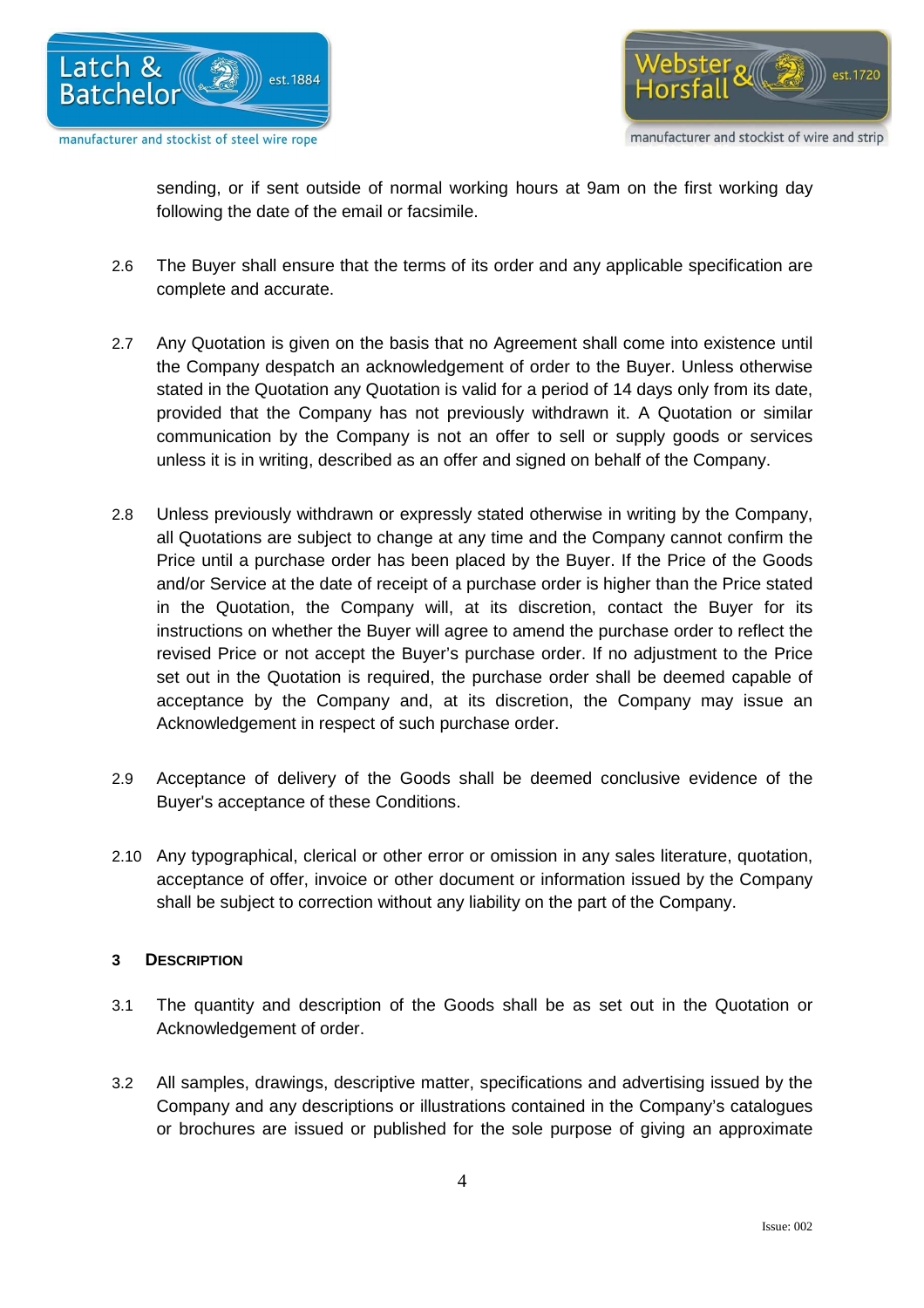sending, or if sent outside of normal working hours at 9am on the first working day following the date of the email or facsimile.

2.6 The Buyer shall ensure that the terms of its order and any applicable specification are complete and accurate.

2.7 Any Quotation is given on the basis that no Agreement shall come into existence until the Company despatch an acknowledgement of order to the Buyer. Unless otherwise stated in the Quotation any Quotation is valid for a period of 14 days only from its date, provided that the Company has not previously withdrawn it. A Quotation or similar communication by the Company is not an offer to sell or supply goods or services unless it is in writing, described as an offer and signed on behalf of the Company.

2.8 Unless previously withdrawn or expressly stated otherwise in writing by the Company, all Quotations are subject to change at any time and the Company cannot confirm the Price until a purchase order has been placed by the Buyer. If the Price of the Goods and/or Service at the date of receipt of a purchase order is higher than the Price stated in the Quotation, the Company will, at its discretion, contact the Buyer for its instructions on whether the Buyer will agree to amend the purchase order to reflect the revised Price or not accept the Buyer's purchase order. If no adjustment to the Price set out in the Quotation is required, the purchase order shall be deemed capable of acceptance by the Company and, at its discretion, the Company may issue an Acknowledgement in respect of such purchase order.

2.9 Acceptance of delivery of the Goods shall be deemed conclusive evidence of the Buyer's acceptance of these Conditions.

2.10 Any typographical, clerical or other error or omission in any sales literature, quotation, acceptance of offer, invoice or other document or information issued by the Company shall be subject to correction without any liability on the part of the Company.

## 3 DESCRIPTION

3.1 The quantity and description of the Goods shall be as set out in the Quotation or Acknowledgement of order.

3.2 All samples, drawings, descriptive matter, specifications and advertising issued by the Company and any descriptions or illustrations contained in the Company's catalogues or brochures are issued or published for the sole purpose of giving an approximate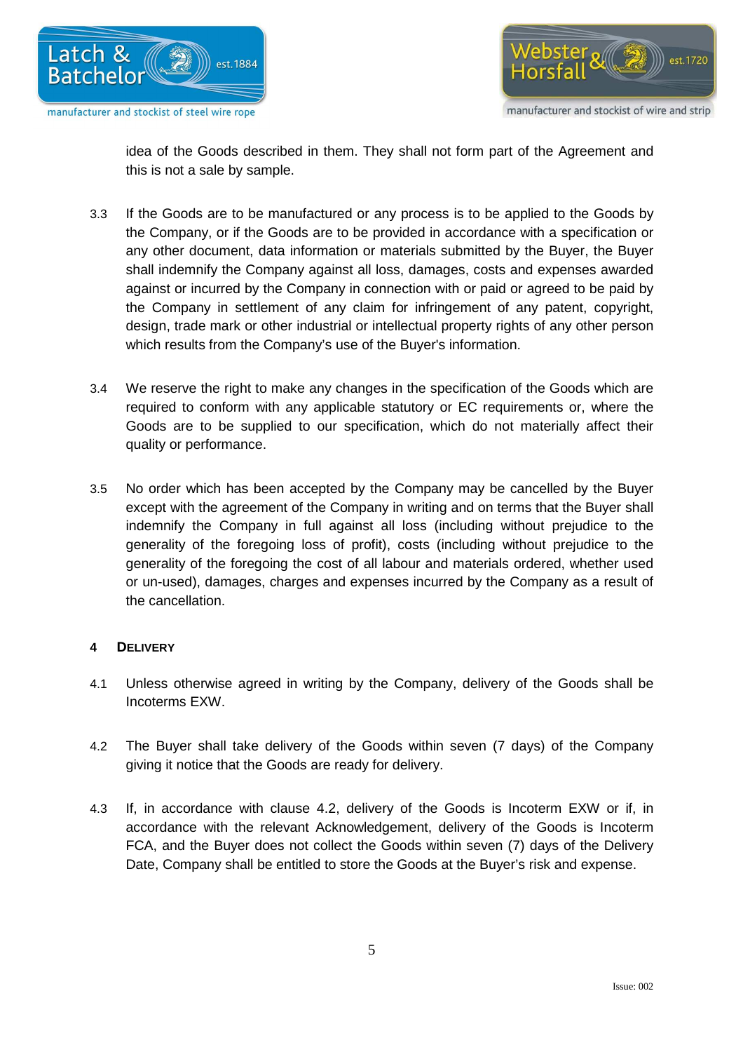idea of the Goods described in them. They shall not form part of the Agreement and this is not a sale by sample.

3.3 If the Goods are to be manufactured or any process is to be applied to the Goods by the Company, or if the Goods are to be provided in accordance with a specification or any other document, data information or materials submitted by the Buyer, the Buyer shall indemnify the Company against all loss, damages, costs and expenses awarded against or incurred by the Company in connection with or paid or agreed to be paid by the Company in settlement of any claim for infringement of any patent, copyright, design, trade mark or other industrial or intellectual property rights of any other person which results from the Company's use of the Buyer's information.

3.4 We reserve the right to make any changes in the specification of the Goods which are required to conform with any applicable statutory or EC requirements or, where the Goods are to be supplied to our specification, which do not materially affect their quality or performance.

3.5 No order which has been accepted by the Company may be cancelled by the Buyer except with the agreement of the Company in writing and on terms that the Buyer shall indemnify the Company in full against all loss (including without prejudice to the generality of the foregoing loss of profit), costs (including without prejudice to the generality of the foregoing the cost of all labour and materials ordered, whether used or un-used), damages, charges and expenses incurred by the Company as a result of the cancellation.

## 4 DELIVERY

4.1 Unless otherwise agreed in writing by the Company, delivery of the Goods shall be Incoterms EXW.

4.2 The Buyer shall take delivery of the Goods within seven (7 days) of the Company giving it notice that the Goods are ready for delivery.

4.3 If, in accordance with clause 4.2, delivery of the Goods is Incoterm EXW or if, in accordance with the relevant Acknowledgement, delivery of the Goods is Incoterm FCA, and the Buyer does not collect the Goods within seven (7) days of the Delivery Date, Company shall be entitled to store the Goods at the Buyer's risk and expense.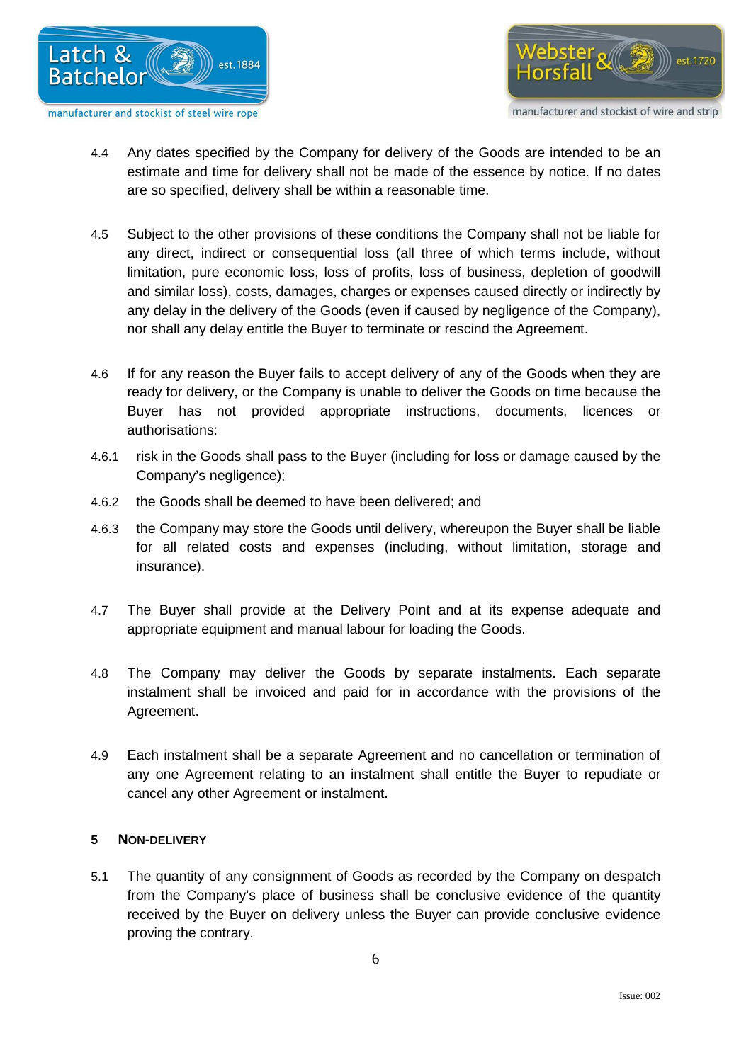4.4 Any dates specified by the Company for delivery of the Goods are intended to be an estimate and time for delivery shall not be made of the essence by notice. If no dates are so specified, delivery shall be within a reasonable time.

4.5 Subject to the other provisions of these conditions the Company shall not be liable for any direct, indirect or consequential loss (all three of which terms include, without limitation, pure economic loss, loss of profits, loss of business, depletion of goodwill and similar loss), costs, damages, charges or expenses caused directly or indirectly by any delay in the delivery of the Goods (even if caused by negligence of the Company), nor shall any delay entitle the Buyer to terminate or rescind the Agreement.

4.6 If for any reason the Buyer fails to accept delivery of any of the Goods when they are ready for delivery, or the Company is unable to deliver the Goods on time because the Buyer has not provided appropriate instructions, documents, licences or authorisations:

4.6.1 risk in the Goods shall pass to the Buyer (including for loss or damage caused by the Company's negligence);

4.6.2 the Goods shall be deemed to have been delivered; and

4.6.3 the Company may store the Goods until delivery, whereupon the Buyer shall be liable for all related costs and expenses (including, without limitation, storage and insurance).

4.7 The Buyer shall provide at the Delivery Point and at its expense adequate and appropriate equipment and manual labour for loading the Goods.

4.8 The Company may deliver the Goods by separate instalments. Each separate instalment shall be invoiced and paid for in accordance with the provisions of the Agreement.

4.9 Each instalment shall be a separate Agreement and no cancellation or termination of any one Agreement relating to an instalment shall entitle the Buyer to repudiate or cancel any other Agreement or instalment.

## 5 NON-DELIVERY

5.1 The quantity of any consignment of Goods as recorded by the Company on despatch from the Company's place of business shall be conclusive evidence of the quantity received by the Buyer on delivery unless the Buyer can provide conclusive evidence proving the contrary.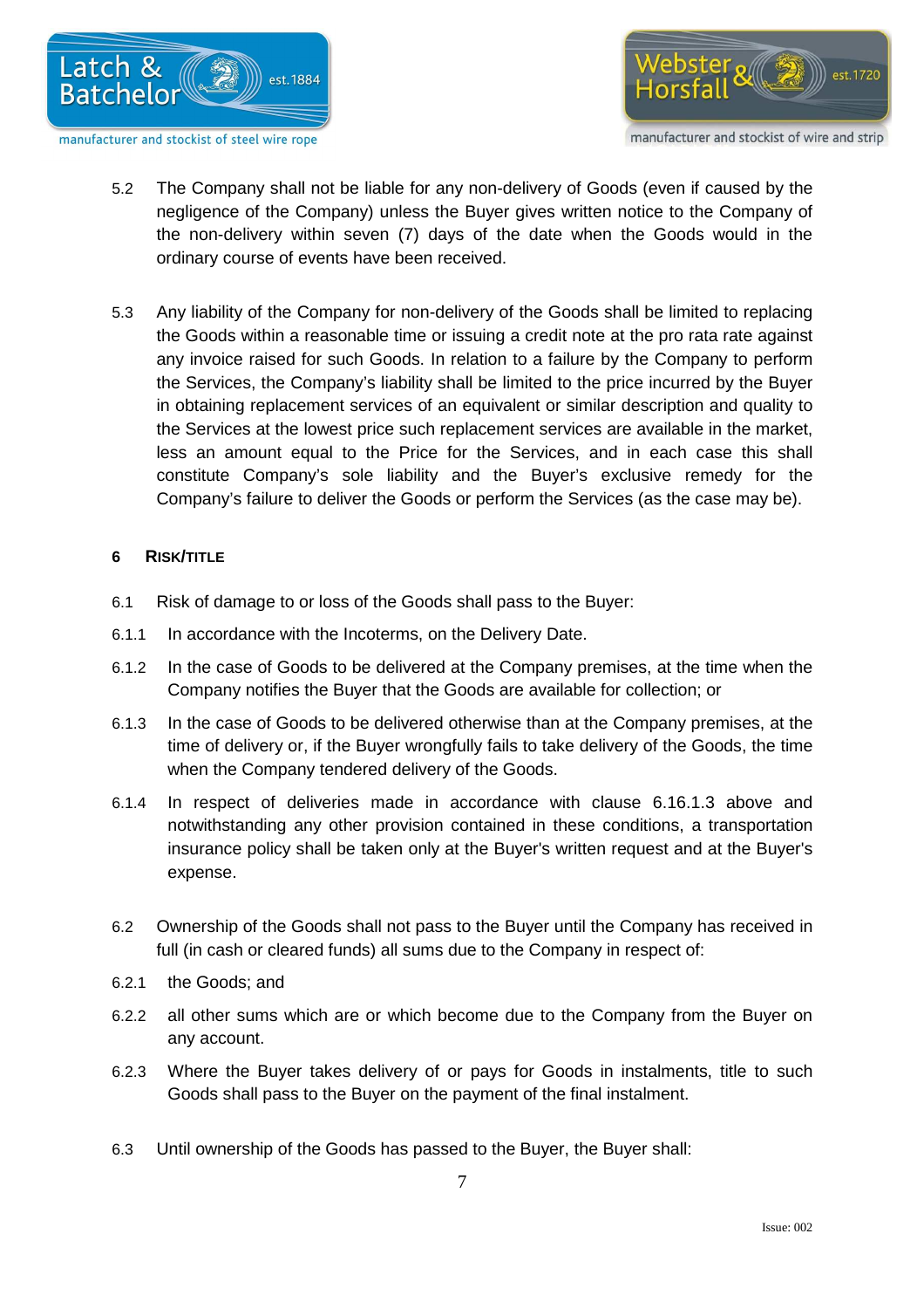5.2 The Company shall not be liable for any non-delivery of Goods (even if caused by the negligence of the Company) unless the Buyer gives written notice to the Company of the non-delivery within seven (7) days of the date when the Goods would in the ordinary course of events have been received.

5.3 Any liability of the Company for non-delivery of the Goods shall be limited to replacing the Goods within a reasonable time or issuing a credit note at the pro rata rate against any invoice raised for such Goods. In relation to a failure by the Company to perform the Services, the Company's liability shall be limited to the price incurred by the Buyer in obtaining replacement services of an equivalent or similar description and quality to the Services at the lowest price such replacement services are available in the market, less an amount equal to the Price for the Services, and in each case this shall constitute Company's sole liability and the Buyer's exclusive remedy for the Company's failure to deliver the Goods or perform the Services (as the case may be).

## 6 RISK/TITLE

6.1 Risk of damage to or loss of the Goods shall pass to the Buyer:

6.1.1 In accordance with the Incoterms, on the Delivery Date.

6.1.2 In the case of Goods to be delivered at the Company premises, at the time when the Company notifies the Buyer that the Goods are available for collection; or

6.1.3 In the case of Goods to be delivered otherwise than at the Company premises, at the time of delivery or, if the Buyer wrongfully fails to take delivery of the Goods, the time when the Company tendered delivery of the Goods.

6.1.4 In respect of deliveries made in accordance with clause 6.16.1.3 above and notwithstanding any other provision contained in these conditions, a transportation insurance policy shall be taken only at the Buyer's written request and at the Buyer's expense.

6.2 Ownership of the Goods shall not pass to the Buyer until the Company has received in full (in cash or cleared funds) all sums due to the Company in respect of:

6.2.1 the Goods; and

6.2.2 all other sums which are or which become due to the Company from the Buyer on any account.

6.2.3 Where the Buyer takes delivery of or pays for Goods in instalments, title to such Goods shall pass to the Buyer on the payment of the final instalment.

6.3 Until ownership of the Goods has passed to the Buyer, the Buyer shall: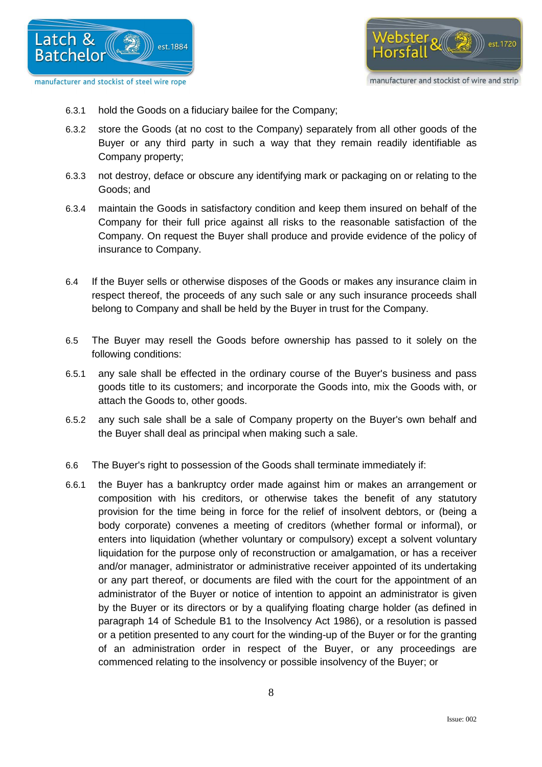6.3.1 hold the Goods on a fiduciary bailee for the Company;

6.3.2 store the Goods (at no cost to the Company) separately from all other goods of the Buyer or any third party in such a way that they remain readily identifiable as Company property;

6.3.3 not destroy, deface or obscure any identifying mark or packaging on or relating to the Goods; and

6.3.4 maintain the Goods in satisfactory condition and keep them insured on behalf of the Company for their full price against all risks to the reasonable satisfaction of the Company. On request the Buyer shall produce and provide evidence of the policy of insurance to Company.

6.4 If the Buyer sells or otherwise disposes of the Goods or makes any insurance claim in respect thereof, the proceeds of any such sale or any such insurance proceeds shall belong to Company and shall be held by the Buyer in trust for the Company.

6.5 The Buyer may resell the Goods before ownership has passed to it solely on the following conditions:

6.5.1 any sale shall be effected in the ordinary course of the Buyer's business and pass goods title to its customers; and incorporate the Goods into, mix the Goods with, or attach the Goods to, other goods.

6.5.2 any such sale shall be a sale of Company property on the Buyer's own behalf and the Buyer shall deal as principal when making such a sale.

6.6 The Buyer's right to possession of the Goods shall terminate immediately if:

6.6.1 the Buyer has a bankruptcy order made against him or makes an arrangement or composition with his creditors, or otherwise takes the benefit of any statutory provision for the time being in force for the relief of insolvent debtors, or (being a body corporate) convenes a meeting of creditors (whether formal or informal), or enters into liquidation (whether voluntary or compulsory) except a solvent voluntary liquidation for the purpose only of reconstruction or amalgamation, or has a receiver and/or manager, administrator or administrative receiver appointed of its undertaking or any part thereof, or documents are filed with the court for the appointment of an administrator of the Buyer or notice of intention to appoint an administrator is given by the Buyer or its directors or by a qualifying floating charge holder (as defined in paragraph 14 of Schedule B1 to the Insolvency Act 1986), or a resolution is passed or a petition presented to any court for the winding-up of the Buyer or for the granting of an administration order in respect of the Buyer, or any proceedings are commenced relating to the insolvency or possible insolvency of the Buyer; or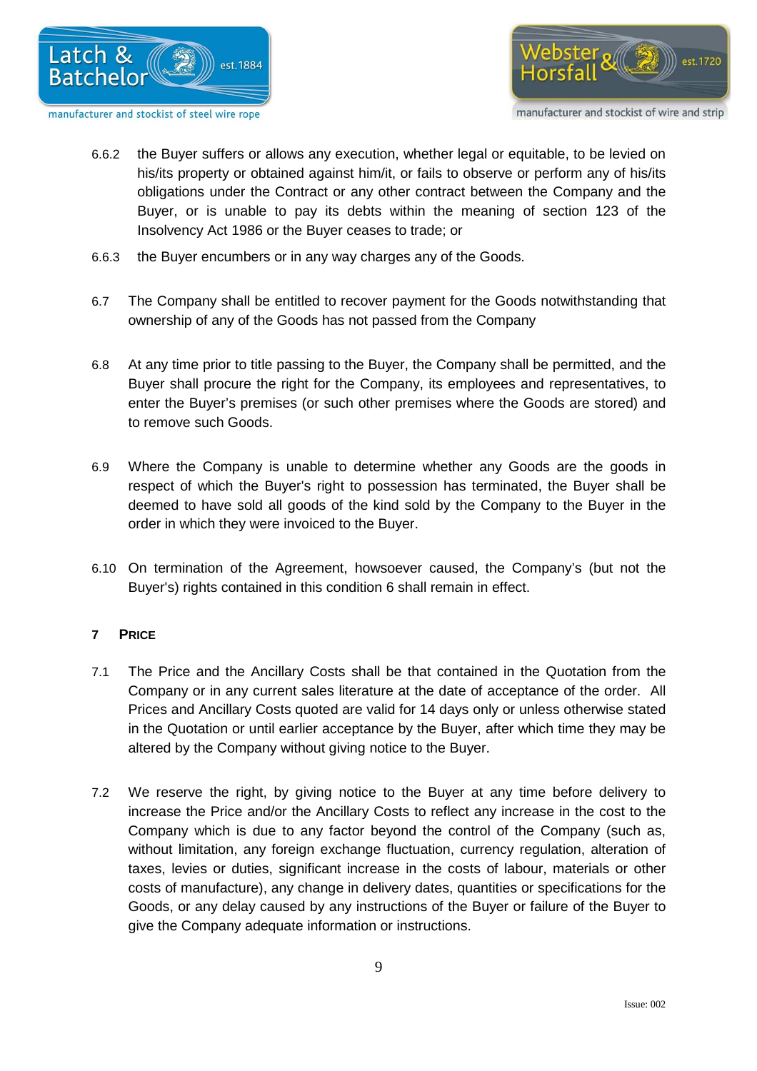6.6.2 the Buyer suffers or allows any execution, whether legal or equitable, to be levied on his/its property or obtained against him/it, or fails to observe or perform any of his/its obligations under the Contract or any other contract between the Company and the Buyer, or is unable to pay its debts within the meaning of section 123 of the Insolvency Act 1986 or the Buyer ceases to trade; or

6.6.3 the Buyer encumbers or in any way charges any of the Goods.

6.7 The Company shall be entitled to recover payment for the Goods notwithstanding that ownership of any of the Goods has not passed from the Company

6.8 At any time prior to title passing to the Buyer, the Company shall be permitted, and the Buyer shall procure the right for the Company, its employees and representatives, to enter the Buyer's premises (or such other premises where the Goods are stored) and to remove such Goods.

6.9 Where the Company is unable to determine whether any Goods are the goods in respect of which the Buyer's right to possession has terminated, the Buyer shall be deemed to have sold all goods of the kind sold by the Company to the Buyer in the order in which they were invoiced to the Buyer.

6.10 On termination of the Agreement, howsoever caused, the Company's (but not the Buyer's) rights contained in this condition 6 shall remain in effect.

## 7 PRICE

7.1 The Price and the Ancillary Costs shall be that contained in the Quotation from the Company or in any current sales literature at the date of acceptance of the order. All Prices and Ancillary Costs quoted are valid for 14 days only or unless otherwise stated in the Quotation or until earlier acceptance by the Buyer, after which time they may be altered by the Company without giving notice to the Buyer.

7.2 We reserve the right, by giving notice to the Buyer at any time before delivery to increase the Price and/or the Ancillary Costs to reflect any increase in the cost to the Company which is due to any factor beyond the control of the Company (such as, without limitation, any foreign exchange fluctuation, currency regulation, alteration of taxes, levies or duties, significant increase in the costs of labour, materials or other costs of manufacture), any change in delivery dates, quantities or specifications for the Goods, or any delay caused by any instructions of the Buyer or failure of the Buyer to give the Company adequate information or instructions.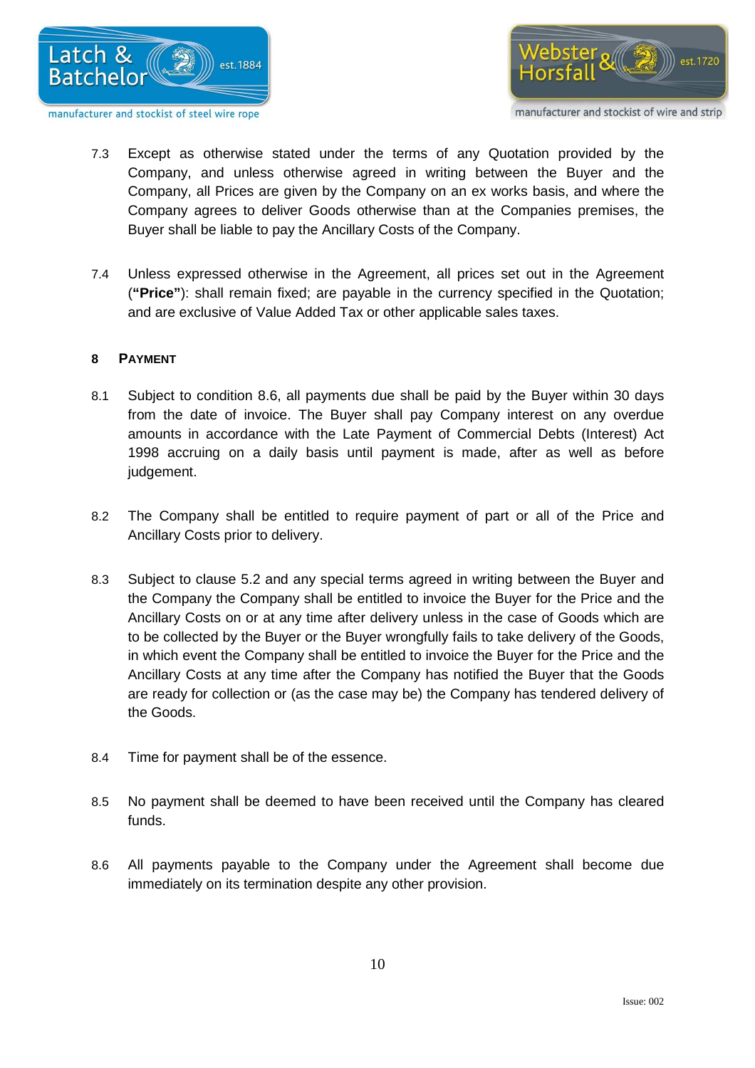7.3 Except as otherwise stated under the terms of any Quotation provided by the Company, and unless otherwise agreed in writing between the Buyer and the Company, all Prices are given by the Company on an ex works basis, and where the Company agrees to deliver Goods otherwise than at the Companies premises, the Buyer shall be liable to pay the Ancillary Costs of the Company.

7.4 Unless expressed otherwise in the Agreement, all prices set out in the Agreement (**"Price"**): shall remain fixed; are payable in the currency specified in the Quotation; and are exclusive of Value Added Tax or other applicable sales taxes.

## 8 PAYMENT

8.1 Subject to condition 8.6, all payments due shall be paid by the Buyer within 30 days from the date of invoice. The Buyer shall pay Company interest on any overdue amounts in accordance with the Late Payment of Commercial Debts (Interest) Act 1998 accruing on a daily basis until payment is made, after as well as before judgement.

8.2 The Company shall be entitled to require payment of part or all of the Price and Ancillary Costs prior to delivery.

8.3 Subject to clause 5.2 and any special terms agreed in writing between the Buyer and the Company the Company shall be entitled to invoice the Buyer for the Price and the Ancillary Costs on or at any time after delivery unless in the case of Goods which are to be collected by the Buyer or the Buyer wrongfully fails to take delivery of the Goods, in which event the Company shall be entitled to invoice the Buyer for the Price and the Ancillary Costs at any time after the Company has notified the Buyer that the Goods are ready for collection or (as the case may be) the Company has tendered delivery of the Goods.

8.4 Time for payment shall be of the essence.

8.5 No payment shall be deemed to have been received until the Company has cleared funds.

8.6 All payments payable to the Company under the Agreement shall become due immediately on its termination despite any other provision.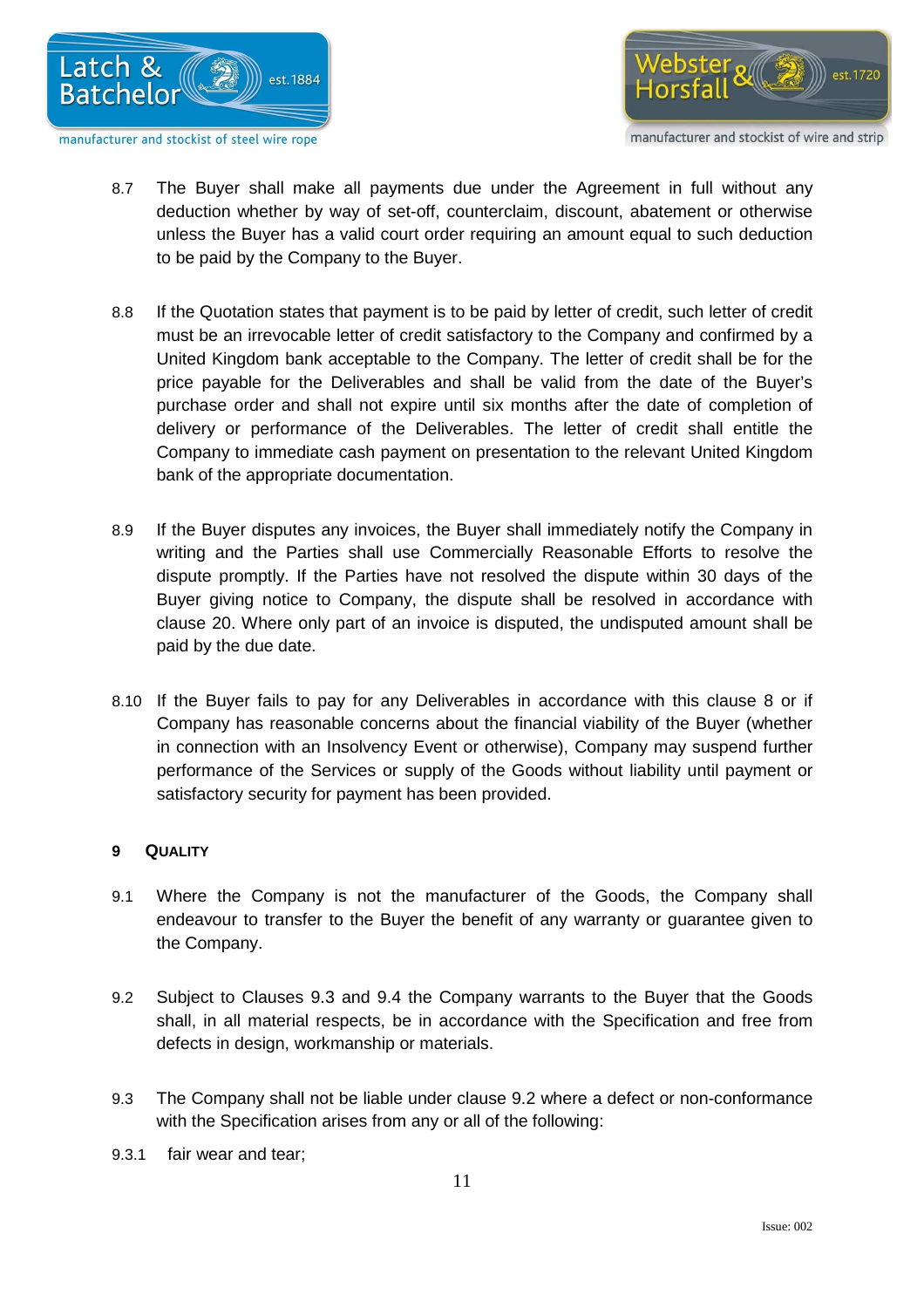8.7 The Buyer shall make all payments due under the Agreement in full without any deduction whether by way of set-off, counterclaim, discount, abatement or otherwise unless the Buyer has a valid court order requiring an amount equal to such deduction to be paid by the Company to the Buyer.

8.8 If the Quotation states that payment is to be paid by letter of credit, such letter of credit must be an irrevocable letter of credit satisfactory to the Company and confirmed by a United Kingdom bank acceptable to the Company. The letter of credit shall be for the price payable for the Deliverables and shall be valid from the date of the Buyer's purchase order and shall not expire until six months after the date of completion of delivery or performance of the Deliverables. The letter of credit shall entitle the Company to immediate cash payment on presentation to the relevant United Kingdom bank of the appropriate documentation.

8.9 If the Buyer disputes any invoices, the Buyer shall immediately notify the Company in writing and the Parties shall use Commercially Reasonable Efforts to resolve the dispute promptly. If the Parties have not resolved the dispute within 30 days of the Buyer giving notice to Company, the dispute shall be resolved in accordance with clause 20. Where only part of an invoice is disputed, the undisputed amount shall be paid by the due date.

8.10 If the Buyer fails to pay for any Deliverables in accordance with this clause 8 or if Company has reasonable concerns about the financial viability of the Buyer (whether in connection with an Insolvency Event or otherwise), Company may suspend further performance of the Services or supply of the Goods without liability until payment or satisfactory security for payment has been provided.

## 9 QUALITY

9.1 Where the Company is not the manufacturer of the Goods, the Company shall endeavour to transfer to the Buyer the benefit of any warranty or guarantee given to the Company.

9.2 Subject to Clauses 9.3 and 9.4 the Company warrants to the Buyer that the Goods shall, in all material respects, be in accordance with the Specification and free from defects in design, workmanship or materials.

9.3 The Company shall not be liable under clause 9.2 where a defect or non-conformance with the Specification arises from any or all of the following:

9.3.1 fair wear and tear;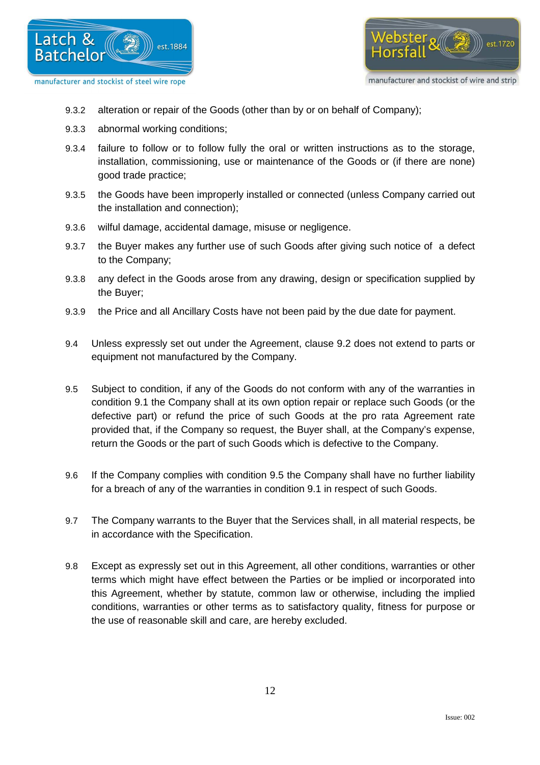9.3.2 alteration or repair of the Goods (other than by or on behalf of Company);

9.3.3 abnormal working conditions;

9.3.4 failure to follow or to follow fully the oral or written instructions as to the storage, installation, commissioning, use or maintenance of the Goods or (if there are none) good trade practice;

9.3.5 the Goods have been improperly installed or connected (unless Company carried out the installation and connection);

9.3.6 wilful damage, accidental damage, misuse or negligence.

9.3.7 the Buyer makes any further use of such Goods after giving such notice of a defect to the Company;

9.3.8 any defect in the Goods arose from any drawing, design or specification supplied by the Buyer;

9.3.9 the Price and all Ancillary Costs have not been paid by the due date for payment.

9.4 Unless expressly set out under the Agreement, clause 9.2 does not extend to parts or equipment not manufactured by the Company.

9.5 Subject to condition, if any of the Goods do not conform with any of the warranties in condition 9.1 the Company shall at its own option repair or replace such Goods (or the defective part) or refund the price of such Goods at the pro rata Agreement rate provided that, if the Company so request, the Buyer shall, at the Company's expense, return the Goods or the part of such Goods which is defective to the Company.

9.6 If the Company complies with condition 9.5 the Company shall have no further liability for a breach of any of the warranties in condition 9.1 in respect of such Goods.

9.7 The Company warrants to the Buyer that the Services shall, in all material respects, be in accordance with the Specification.

9.8 Except as expressly set out in this Agreement, all other conditions, warranties or other terms which might have effect between the Parties or be implied or incorporated into this Agreement, whether by statute, common law or otherwise, including the implied conditions, warranties or other terms as to satisfactory quality, fitness for purpose or the use of reasonable skill and care, are hereby excluded.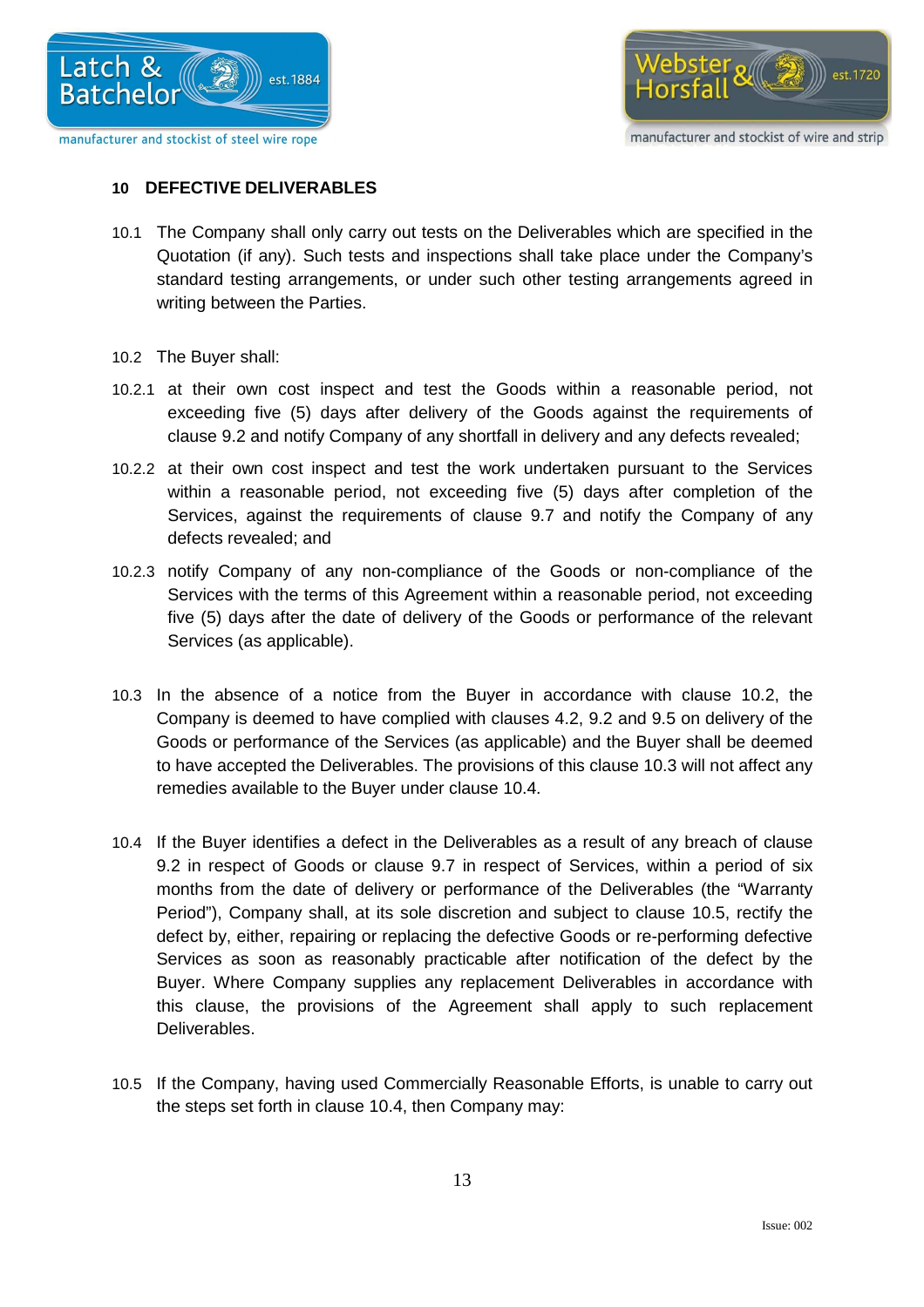## 10 DEFECTIVE DELIVERABLES

10.1 The Company shall only carry out tests on the Deliverables which are specified in the Quotation (if any). Such tests and inspections shall take place under the Company's standard testing arrangements, or under such other testing arrangements agreed in writing between the Parties.

10.2 The Buyer shall:

10.2.1 at their own cost inspect and test the Goods within a reasonable period, not exceeding five (5) days after delivery of the Goods against the requirements of clause 9.2 and notify Company of any shortfall in delivery and any defects revealed;

10.2.2 at their own cost inspect and test the work undertaken pursuant to the Services within a reasonable period, not exceeding five (5) days after completion of the Services, against the requirements of clause 9.7 and notify the Company of any defects revealed; and

10.2.3 notify Company of any non-compliance of the Goods or non-compliance of the Services with the terms of this Agreement within a reasonable period, not exceeding five (5) days after the date of delivery of the Goods or performance of the relevant Services (as applicable).

10.3 In the absence of a notice from the Buyer in accordance with clause 10.2, the Company is deemed to have complied with clauses 4.2, 9.2 and 9.5 on delivery of the Goods or performance of the Services (as applicable) and the Buyer shall be deemed to have accepted the Deliverables. The provisions of this clause 10.3 will not affect any remedies available to the Buyer under clause 10.4.

10.4 If the Buyer identifies a defect in the Deliverables as a result of any breach of clause 9.2 in respect of Goods or clause 9.7 in respect of Services, within a period of six months from the date of delivery or performance of the Deliverables (the "Warranty Period"), Company shall, at its sole discretion and subject to clause 10.5, rectify the defect by, either, repairing or replacing the defective Goods or re-performing defective Services as soon as reasonably practicable after notification of the defect by the Buyer. Where Company supplies any replacement Deliverables in accordance with this clause, the provisions of the Agreement shall apply to such replacement Deliverables.

10.5 If the Company, having used Commercially Reasonable Efforts, is unable to carry out the steps set forth in clause 10.4, then Company may: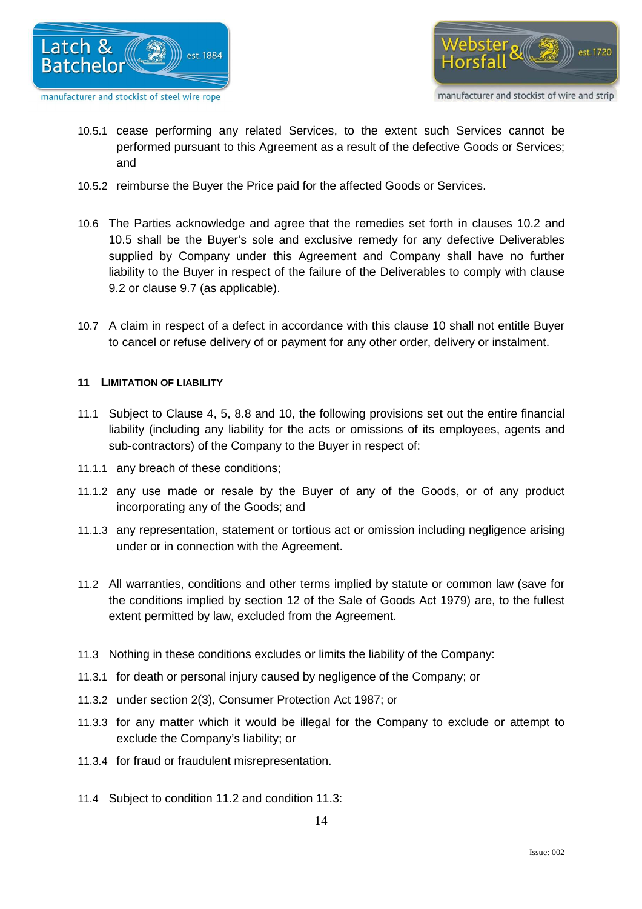10.5.1 cease performing any related Services, to the extent such Services cannot be performed pursuant to this Agreement as a result of the defective Goods or Services; and

10.5.2 reimburse the Buyer the Price paid for the affected Goods or Services.

10.6 The Parties acknowledge and agree that the remedies set forth in clauses 10.2 and 10.5 shall be the Buyer's sole and exclusive remedy for any defective Deliverables supplied by Company under this Agreement and Company shall have no further liability to the Buyer in respect of the failure of the Deliverables to comply with clause 9.2 or clause 9.7 (as applicable).

10.7 A claim in respect of a defect in accordance with this clause 10 shall not entitle Buyer to cancel or refuse delivery of or payment for any other order, delivery or instalment.

## 11 LIMITATION OF LIABILITY

11.1 Subject to Clause 4, 5, 8.8 and 10, the following provisions set out the entire financial liability (including any liability for the acts or omissions of its employees, agents and sub-contractors) of the Company to the Buyer in respect of:

11.1.1 any breach of these conditions;

11.1.2 any use made or resale by the Buyer of any of the Goods, or of any product incorporating any of the Goods; and

11.1.3 any representation, statement or tortious act or omission including negligence arising under or in connection with the Agreement.

11.2 All warranties, conditions and other terms implied by statute or common law (save for the conditions implied by section 12 of the Sale of Goods Act 1979) are, to the fullest extent permitted by law, excluded from the Agreement.

11.3 Nothing in these conditions excludes or limits the liability of the Company:

11.3.1 for death or personal injury caused by negligence of the Company; or

11.3.2 under section 2(3), Consumer Protection Act 1987; or

11.3.3 for any matter which it would be illegal for the Company to exclude or attempt to exclude the Company's liability; or

11.3.4 for fraud or fraudulent misrepresentation.

11.4 Subject to condition 11.2 and condition 11.3: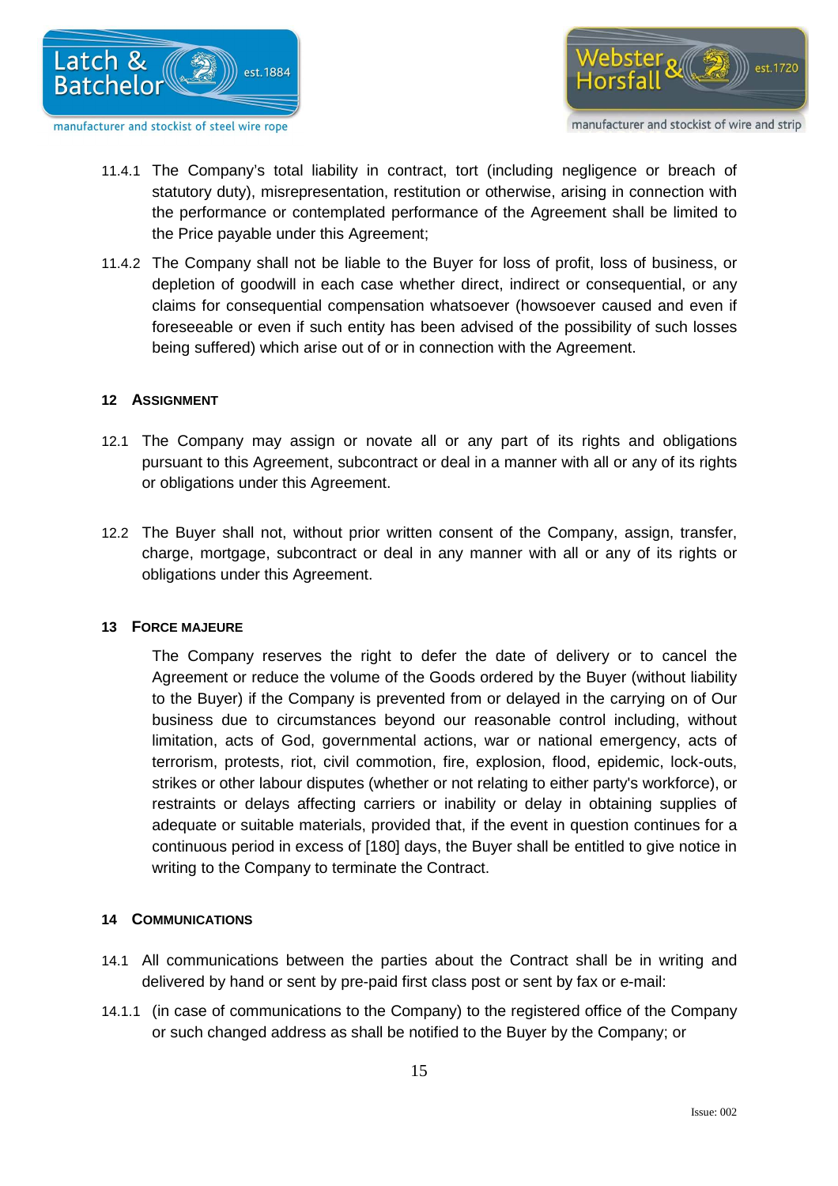11.4.1 The Company's total liability in contract, tort (including negligence or breach of statutory duty), misrepresentation, restitution or otherwise, arising in connection with the performance or contemplated performance of the Agreement shall be limited to the Price payable under this Agreement;

11.4.2 The Company shall not be liable to the Buyer for loss of profit, loss of business, or depletion of goodwill in each case whether direct, indirect or consequential, or any claims for consequential compensation whatsoever (howsoever caused and even if foreseeable or even if such entity has been advised of the possibility of such losses being suffered) which arise out of or in connection with the Agreement.

## 12 ASSIGNMENT

12.1 The Company may assign or novate all or any part of its rights and obligations pursuant to this Agreement, subcontract or deal in a manner with all or any of its rights or obligations under this Agreement.

12.2 The Buyer shall not, without prior written consent of the Company, assign, transfer, charge, mortgage, subcontract or deal in any manner with all or any of its rights or obligations under this Agreement.

## 13 FORCE MAJEURE

The Company reserves the right to defer the date of delivery or to cancel the Agreement or reduce the volume of the Goods ordered by the Buyer (without liability to the Buyer) if the Company is prevented from or delayed in the carrying on of Our business due to circumstances beyond our reasonable control including, without limitation, acts of God, governmental actions, war or national emergency, acts of terrorism, protests, riot, civil commotion, fire, explosion, flood, epidemic, lock-outs, strikes or other labour disputes (whether or not relating to either party's workforce), or restraints or delays affecting carriers or inability or delay in obtaining supplies of adequate or suitable materials, provided that, if the event in question continues for a continuous period in excess of [180] days, the Buyer shall be entitled to give notice in writing to the Company to terminate the Contract.

## 14 COMMUNICATIONS

14.1 All communications between the parties about the Contract shall be in writing and delivered by hand or sent by pre-paid first class post or sent by fax or e-mail:

14.1.1 (in case of communications to the Company) to the registered office of the Company or such changed address as shall be notified to the Buyer by the Company; or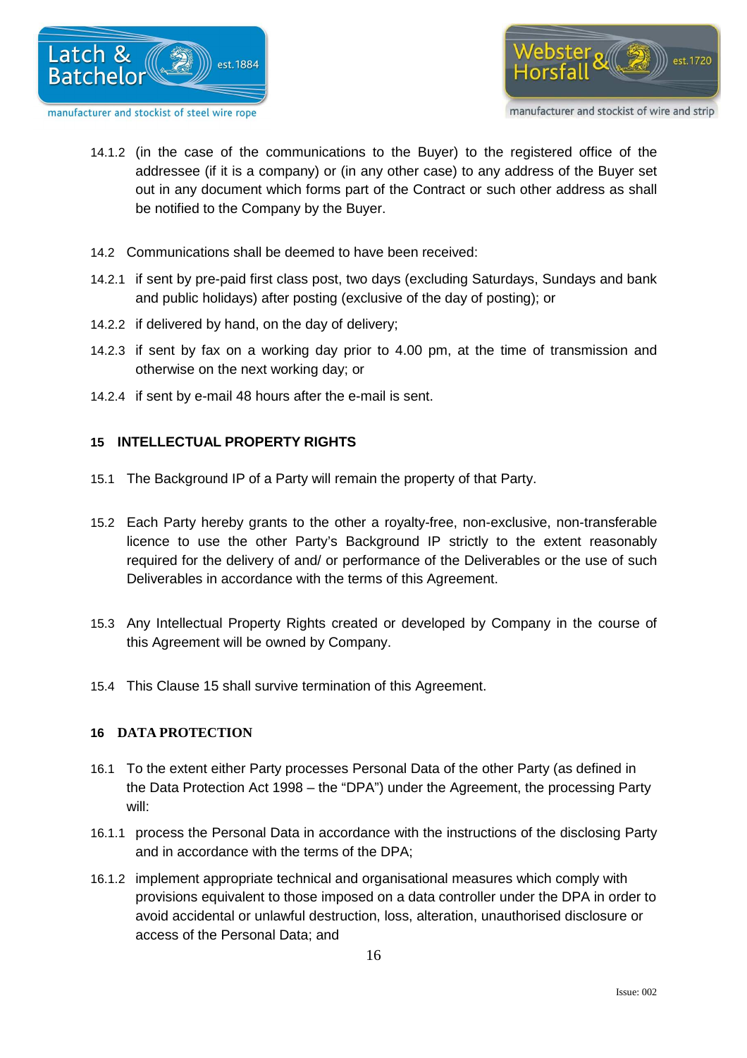14.1.2 (in the case of the communications to the Buyer) to the registered office of the addressee (if it is a company) or (in any other case) to any address of the Buyer set out in any document which forms part of the Contract or such other address as shall be notified to the Company by the Buyer.

14.2 Communications shall be deemed to have been received:

14.2.1 if sent by pre-paid first class post, two days (excluding Saturdays, Sundays and bank and public holidays) after posting (exclusive of the day of posting); or

14.2.2 if delivered by hand, on the day of delivery;

14.2.3 if sent by fax on a working day prior to 4.00 pm, at the time of transmission and otherwise on the next working day; or

14.2.4 if sent by e-mail 48 hours after the e-mail is sent.

## 15 INTELLECTUAL PROPERTY RIGHTS

15.1 The Background IP of a Party will remain the property of that Party.

15.2 Each Party hereby grants to the other a royalty-free, non-exclusive, non-transferable licence to use the other Party's Background IP strictly to the extent reasonably required for the delivery of and/ or performance of the Deliverables or the use of such Deliverables in accordance with the terms of this Agreement.

15.3 Any Intellectual Property Rights created or developed by Company in the course of this Agreement will be owned by Company.

15.4 This Clause 15 shall survive termination of this Agreement.

## 16 DATA PROTECTION

16.1 To the extent either Party processes Personal Data of the other Party (as defined in the Data Protection Act 1998 – the "DPA") under the Agreement, the processing Party will:

16.1.1 process the Personal Data in accordance with the instructions of the disclosing Party and in accordance with the terms of the DPA;

16.1.2 implement appropriate technical and organisational measures which comply with provisions equivalent to those imposed on a data controller under the DPA in order to avoid accidental or unlawful destruction, loss, alteration, unauthorised disclosure or access of the Personal Data; and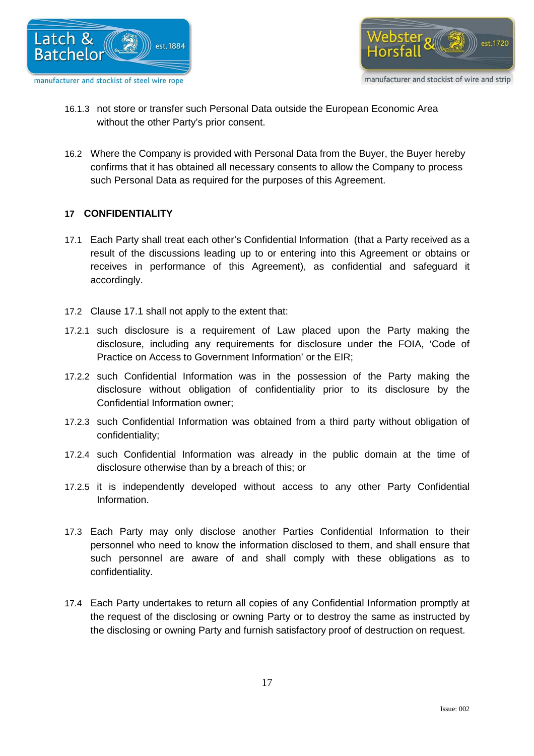16.1.3 not store or transfer such Personal Data outside the European Economic Area without the other Party's prior consent.

16.2 Where the Company is provided with Personal Data from the Buyer, the Buyer hereby confirms that it has obtained all necessary consents to allow the Company to process such Personal Data as required for the purposes of this Agreement.

## 17 CONFIDENTIALITY

17.1 Each Party shall treat each other's Confidential Information (that a Party received as a result of the discussions leading up to or entering into this Agreement or obtains or receives in performance of this Agreement), as confidential and safeguard it accordingly.

17.2 Clause 17.1 shall not apply to the extent that:

17.2.1 such disclosure is a requirement of Law placed upon the Party making the disclosure, including any requirements for disclosure under the FOIA, 'Code of Practice on Access to Government Information' or the EIR;

17.2.2 such Confidential Information was in the possession of the Party making the disclosure without obligation of confidentiality prior to its disclosure by the Confidential Information owner;

17.2.3 such Confidential Information was obtained from a third party without obligation of confidentiality;

17.2.4 such Confidential Information was already in the public domain at the time of disclosure otherwise than by a breach of this; or

17.2.5 it is independently developed without access to any other Party Confidential Information.

17.3 Each Party may only disclose another Parties Confidential Information to their personnel who need to know the information disclosed to them, and shall ensure that such personnel are aware of and shall comply with these obligations as to confidentiality.

17.4 Each Party undertakes to return all copies of any Confidential Information promptly at the request of the disclosing or owning Party or to destroy the same as instructed by the disclosing or owning Party and furnish satisfactory proof of destruction on request.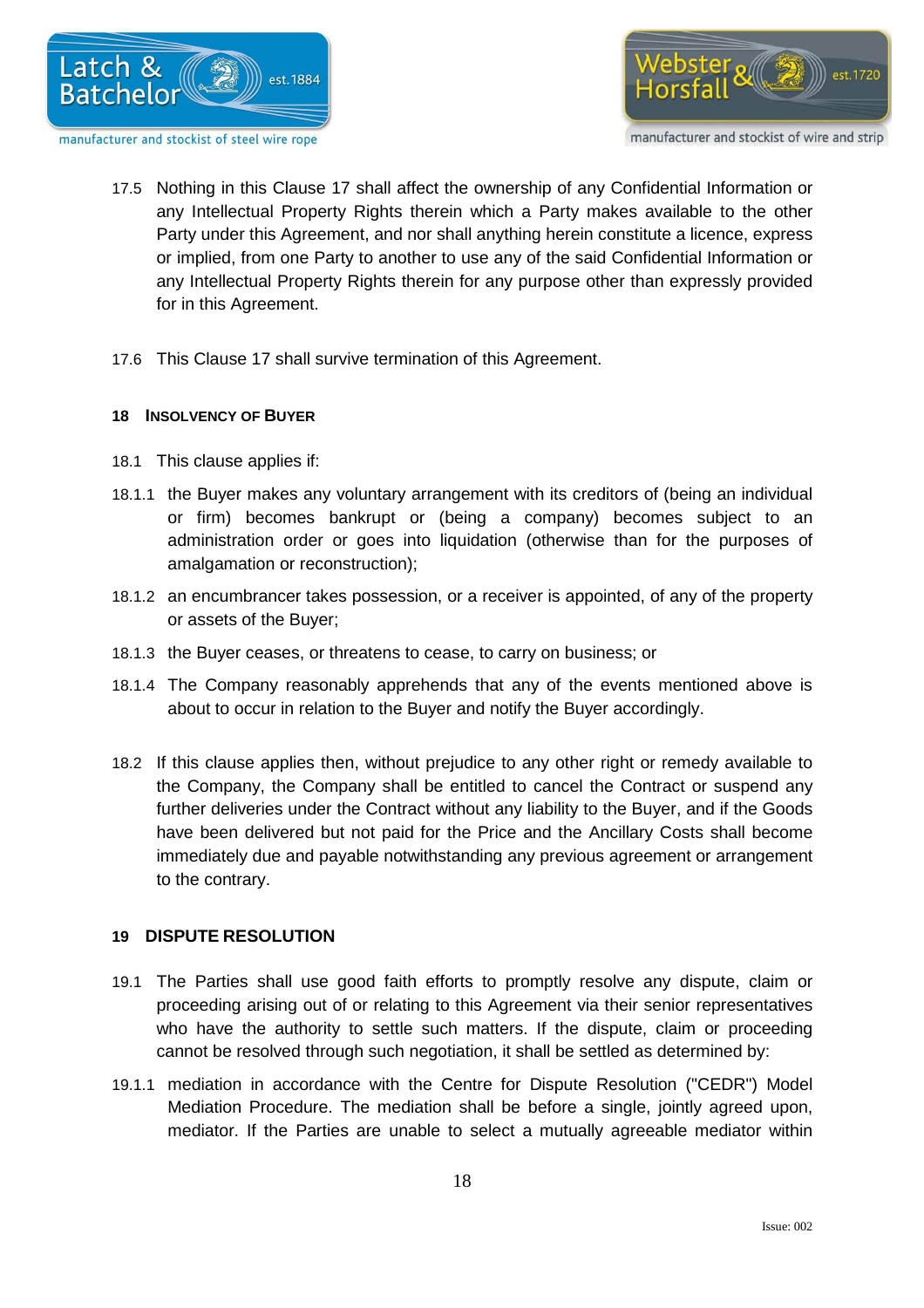17.5 Nothing in this Clause 17 shall affect the ownership of any Confidential Information or any Intellectual Property Rights therein which a Party makes available to the other Party under this Agreement, and nor shall anything herein constitute a licence, express or implied, from one Party to another to use any of the said Confidential Information or any Intellectual Property Rights therein for any purpose other than expressly provided for in this Agreement.

17.6 This Clause 17 shall survive termination of this Agreement.

## 18 INSOLVENCY OF BUYER

18.1 This clause applies if:

18.1.1 the Buyer makes any voluntary arrangement with its creditors of (being an individual or firm) becomes bankrupt or (being a company) becomes subject to an administration order or goes into liquidation (otherwise than for the purposes of amalgamation or reconstruction);

18.1.2 an encumbrancer takes possession, or a receiver is appointed, of any of the property or assets of the Buyer;

18.1.3 the Buyer ceases, or threatens to cease, to carry on business; or

18.1.4 The Company reasonably apprehends that any of the events mentioned above is about to occur in relation to the Buyer and notify the Buyer accordingly.

18.2 If this clause applies then, without prejudice to any other right or remedy available to the Company, the Company shall be entitled to cancel the Contract or suspend any further deliveries under the Contract without any liability to the Buyer, and if the Goods have been delivered but not paid for the Price and the Ancillary Costs shall become immediately due and payable notwithstanding any previous agreement or arrangement to the contrary.

## 19 DISPUTE RESOLUTION

19.1 The Parties shall use good faith efforts to promptly resolve any dispute, claim or proceeding arising out of or relating to this Agreement via their senior representatives who have the authority to settle such matters. If the dispute, claim or proceeding cannot be resolved through such negotiation, it shall be settled as determined by:

19.1.1 mediation in accordance with the Centre for Dispute Resolution ("CEDR") Model Mediation Procedure. The mediation shall be before a single, jointly agreed upon, mediator. If the Parties are unable to select a mutually agreeable mediator within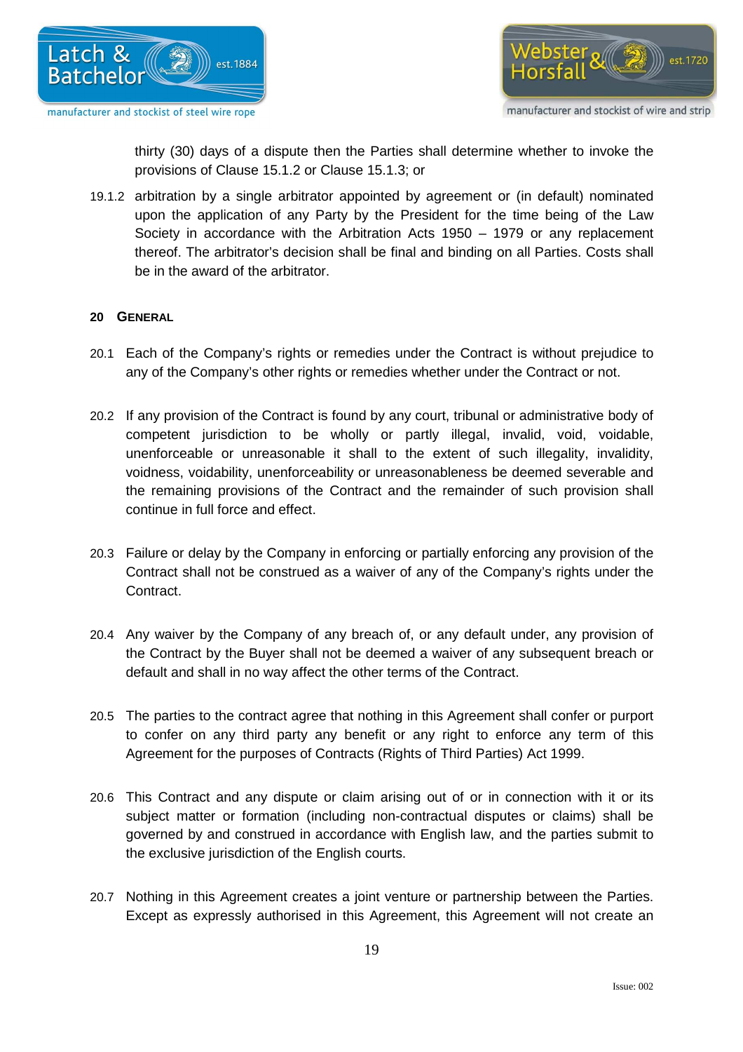thirty (30) days of a dispute then the Parties shall determine whether to invoke the provisions of Clause 15.1.2 or Clause 15.1.3; or

19.1.2 arbitration by a single arbitrator appointed by agreement or (in default) nominated upon the application of any Party by the President for the time being of the Law Society in accordance with the Arbitration Acts 1950 – 1979 or any replacement thereof. The arbitrator's decision shall be final and binding on all Parties. Costs shall be in the award of the arbitrator.

## 20 GENERAL

20.1 Each of the Company's rights or remedies under the Contract is without prejudice to any of the Company's other rights or remedies whether under the Contract or not.

20.2 If any provision of the Contract is found by any court, tribunal or administrative body of competent jurisdiction to be wholly or partly illegal, invalid, void, voidable, unenforceable or unreasonable it shall to the extent of such illegality, invalidity, voidness, voidability, unenforceability or unreasonableness be deemed severable and the remaining provisions of the Contract and the remainder of such provision shall continue in full force and effect.

20.3 Failure or delay by the Company in enforcing or partially enforcing any provision of the Contract shall not be construed as a waiver of any of the Company's rights under the Contract.

20.4 Any waiver by the Company of any breach of, or any default under, any provision of the Contract by the Buyer shall not be deemed a waiver of any subsequent breach or default and shall in no way affect the other terms of the Contract.

20.5 The parties to the contract agree that nothing in this Agreement shall confer or purport to confer on any third party any benefit or any right to enforce any term of this Agreement for the purposes of Contracts (Rights of Third Parties) Act 1999.

20.6 This Contract and any dispute or claim arising out of or in connection with it or its subject matter or formation (including non-contractual disputes or claims) shall be governed by and construed in accordance with English law, and the parties submit to the exclusive jurisdiction of the English courts.

20.7 Nothing in this Agreement creates a joint venture or partnership between the Parties. Except as expressly authorised in this Agreement, this Agreement will not create an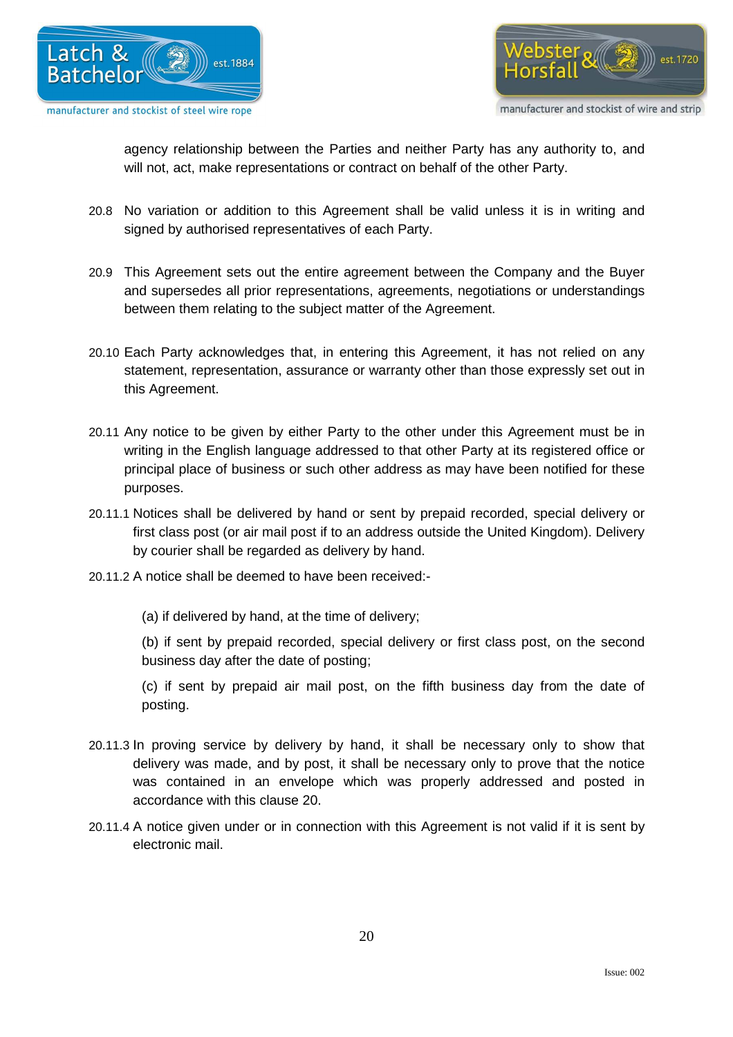agency relationship between the Parties and neither Party has any authority to, and will not, act, make representations or contract on behalf of the other Party.

20.8 No variation or addition to this Agreement shall be valid unless it is in writing and signed by authorised representatives of each Party.

20.9 This Agreement sets out the entire agreement between the Company and the Buyer and supersedes all prior representations, agreements, negotiations or understandings between them relating to the subject matter of the Agreement.

20.10 Each Party acknowledges that, in entering this Agreement, it has not relied on any statement, representation, assurance or warranty other than those expressly set out in this Agreement.

20.11 Any notice to be given by either Party to the other under this Agreement must be in writing in the English language addressed to that other Party at its registered office or principal place of business or such other address as may have been notified for these purposes.

20.11.1 Notices shall be delivered by hand or sent by prepaid recorded, special delivery or first class post (or air mail post if to an address outside the United Kingdom). Delivery by courier shall be regarded as delivery by hand.

20.11.2 A notice shall be deemed to have been received:-

(a) if delivered by hand, at the time of delivery;

(b) if sent by prepaid recorded, special delivery or first class post, on the second business day after the date of posting;

(c) if sent by prepaid air mail post, on the fifth business day from the date of posting.

20.11.3 In proving service by delivery by hand, it shall be necessary only to show that delivery was made, and by post, it shall be necessary only to prove that the notice was contained in an envelope which was properly addressed and posted in accordance with this clause 20.

20.11.4 A notice given under or in connection with this Agreement is not valid if it is sent by electronic mail.